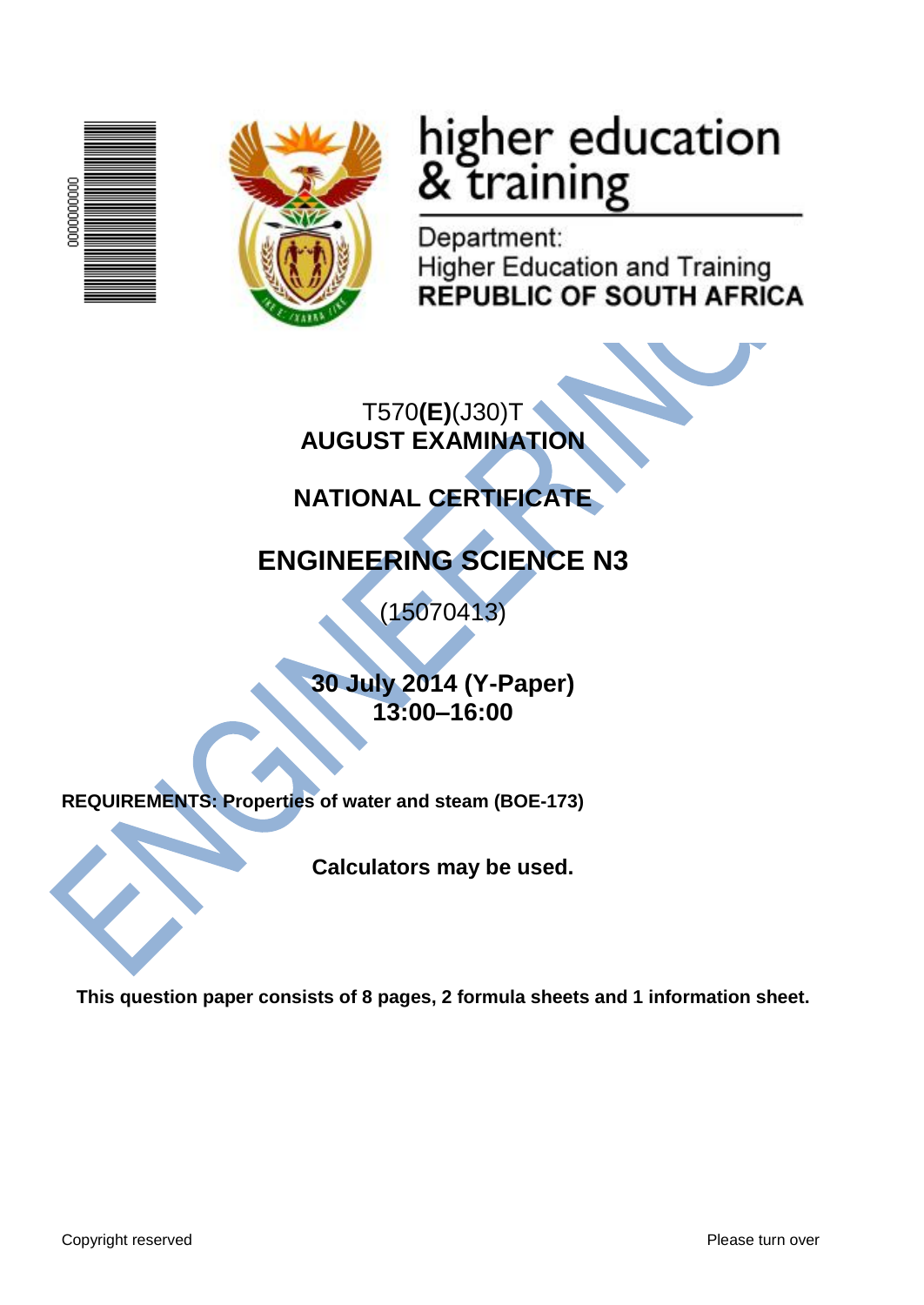higher education & training

Department:
Higher Education and Training
**REPUBLIC OF SOUTH AFRICA**

T570**(E)**(J30)T
**AUGUST EXAMINATION**

**NATIONAL CERTIFICATE**

# ENGINEERING SCIENCE N3

(15070413)

**30 July 2014 (Y-Paper)**
**13:00–16:00**

**REQUIREMENTS: Properties of water and steam (BOE-173)**

**Calculators may be used.**

**This question paper consists of 8 pages, 2 formula sheets and 1 information sheet.**

Copyright reserved

Please turn over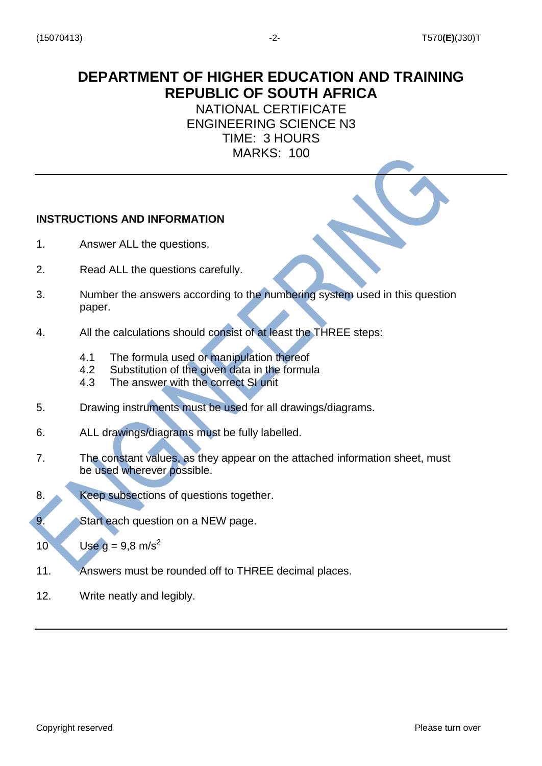# DEPARTMENT OF HIGHER EDUCATION AND TRAINING
# REPUBLIC OF SOUTH AFRICA

NATIONAL CERTIFICATE
ENGINEERING SCIENCE N3
TIME: 3 HOURS
MARKS: 100

---

**INSTRUCTIONS AND INFORMATION**

1. Answer ALL the questions.

2. Read ALL the questions carefully.

3. Number the answers according to the numbering system used in this question paper.

4. All the calculations should consist of at least the THREE steps:

   4.1 The formula used or manipulation thereof
   4.2 Substitution of the given data in the formula
   4.3 The answer with the correct SI unit

5. Drawing instruments must be used for all drawings/diagrams.

6. ALL drawings/diagrams must be fully labelled.

7. The constant values, as they appear on the attached information sheet, must be used wherever possible.

8. Keep subsections of questions together.

9. Start each question on a NEW page.

10. Use g = 9,8 $m/s^2$

11. Answers must be rounded off to THREE decimal places.

12. Write neatly and legibly.

---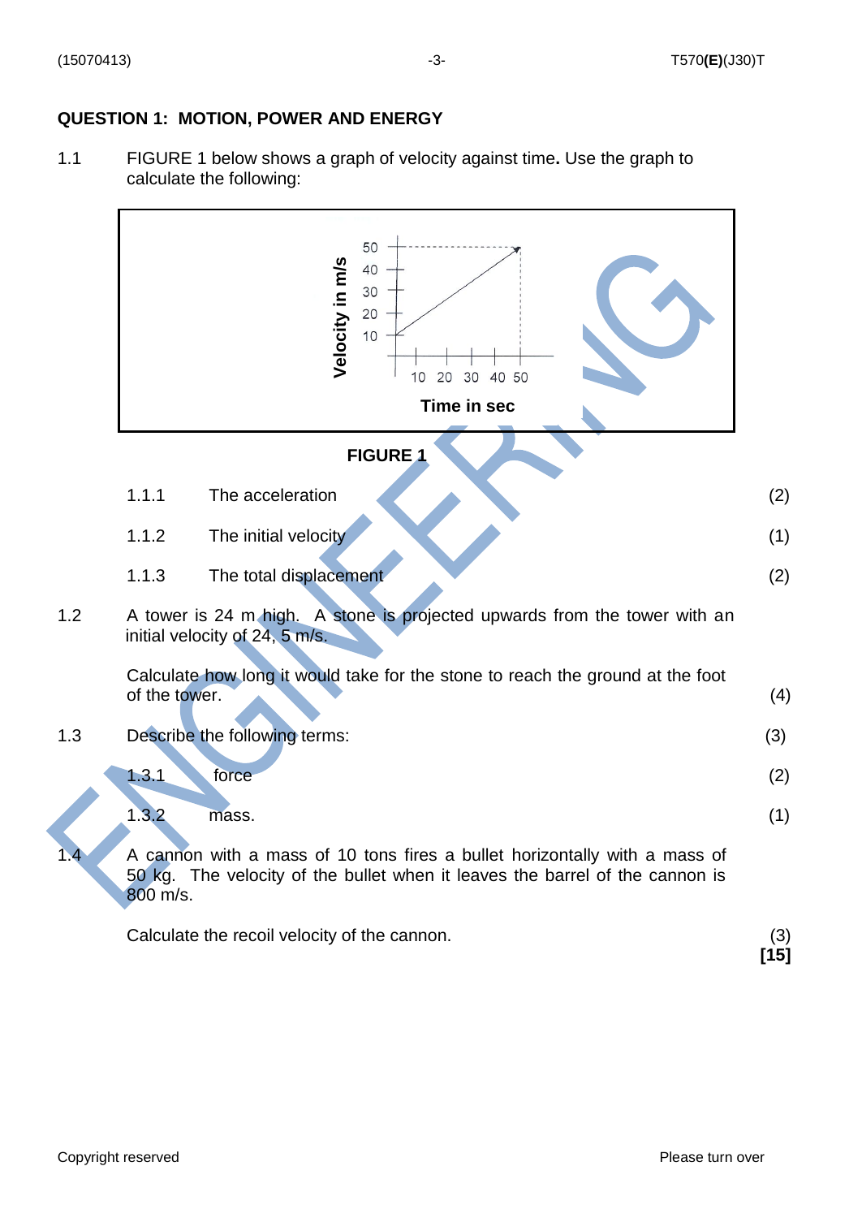## QUESTION 1: MOTION, POWER AND ENERGY

1.1 FIGURE 1 below shows a graph of velocity against time**.** Use the graph to calculate the following:

FIGURE 1

| | | | |
|---|---|---|---|
| | 1.1.1 | The acceleration | (2) |
| | 1.1.2 | The initial velocity | (1) |
| | 1.1.3 | The total displacement | (2) |

1.2 A tower is 24 m high. A stone is projected upwards from the tower with an initial velocity of 24, 5 m/s.

Calculate how long it would take for the stone to reach the ground at the foot of the tower. (4)

1.3 Describe the following terms: (3)

| | | | |
|---|---|---|---|
| | 1.3.1 | force | (2) |
| | 1.3.2 | mass. | (1) |

1.4 A cannon with a mass of 10 tons fires a bullet horizontally with a mass of 50 kg. The velocity of the bullet when it leaves the barrel of the cannon is 800 m/s.

Calculate the recoil velocity of the cannon. (3)

**[15]**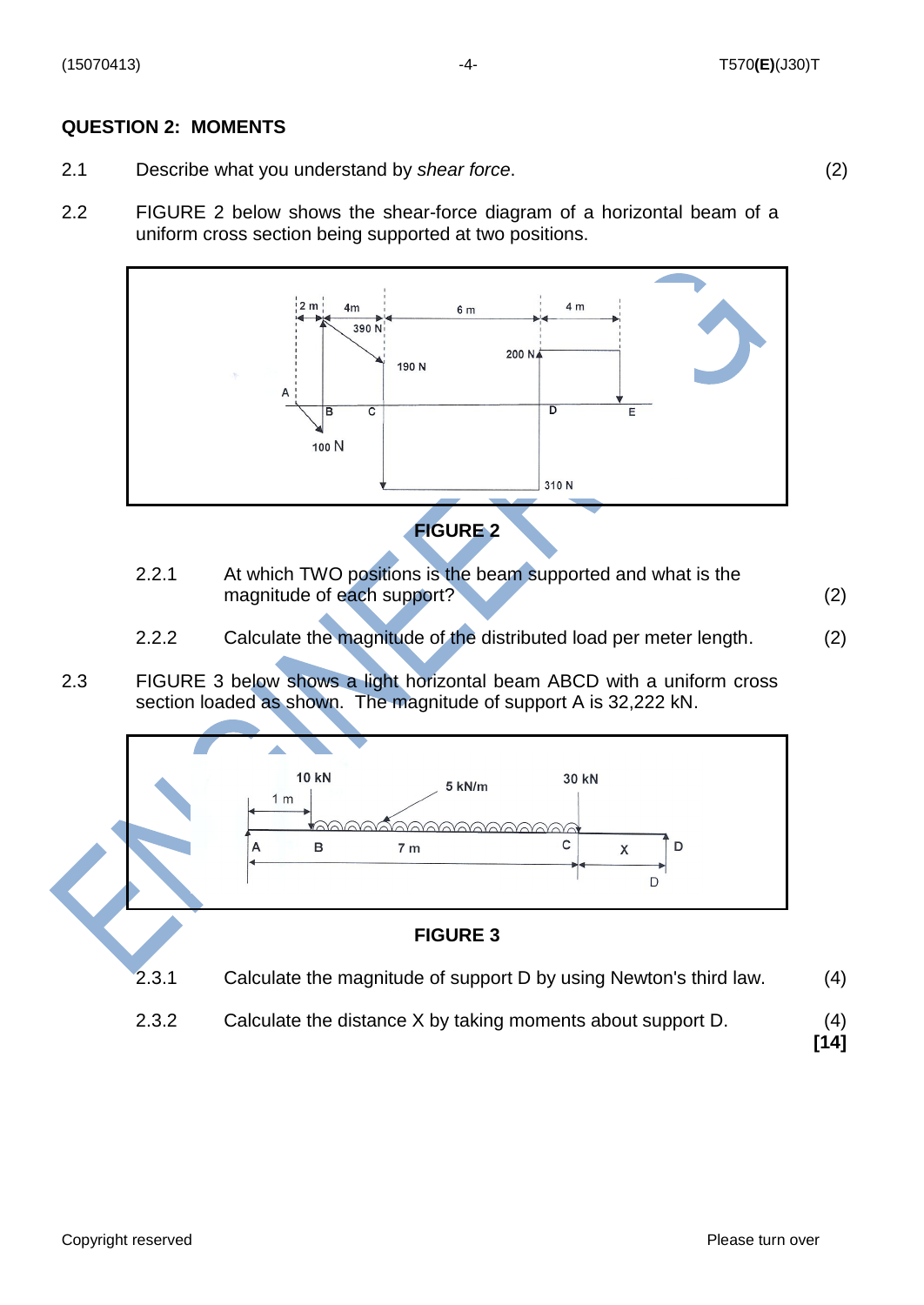## QUESTION 2: MOMENTS

2.1 Describe what you understand by *shear force*. (2)

2.2 FIGURE 2 below shows the shear-force diagram of a horizontal beam of a uniform cross section being supported at two positions.

FIGURE 2

2.2.1 At which TWO positions is the beam supported and what is the magnitude of each support? (2)

2.2.2 Calculate the magnitude of the distributed load per meter length. (2)

2.3 FIGURE 3 below shows a light horizontal beam ABCD with a uniform cross section loaded as shown. The magnitude of support A is 32,222 kN.

FIGURE 3

2.3.1 Calculate the magnitude of support D by using Newton's third law. (4)

2.3.2 Calculate the distance X by taking moments about support D. (4)

**[14]**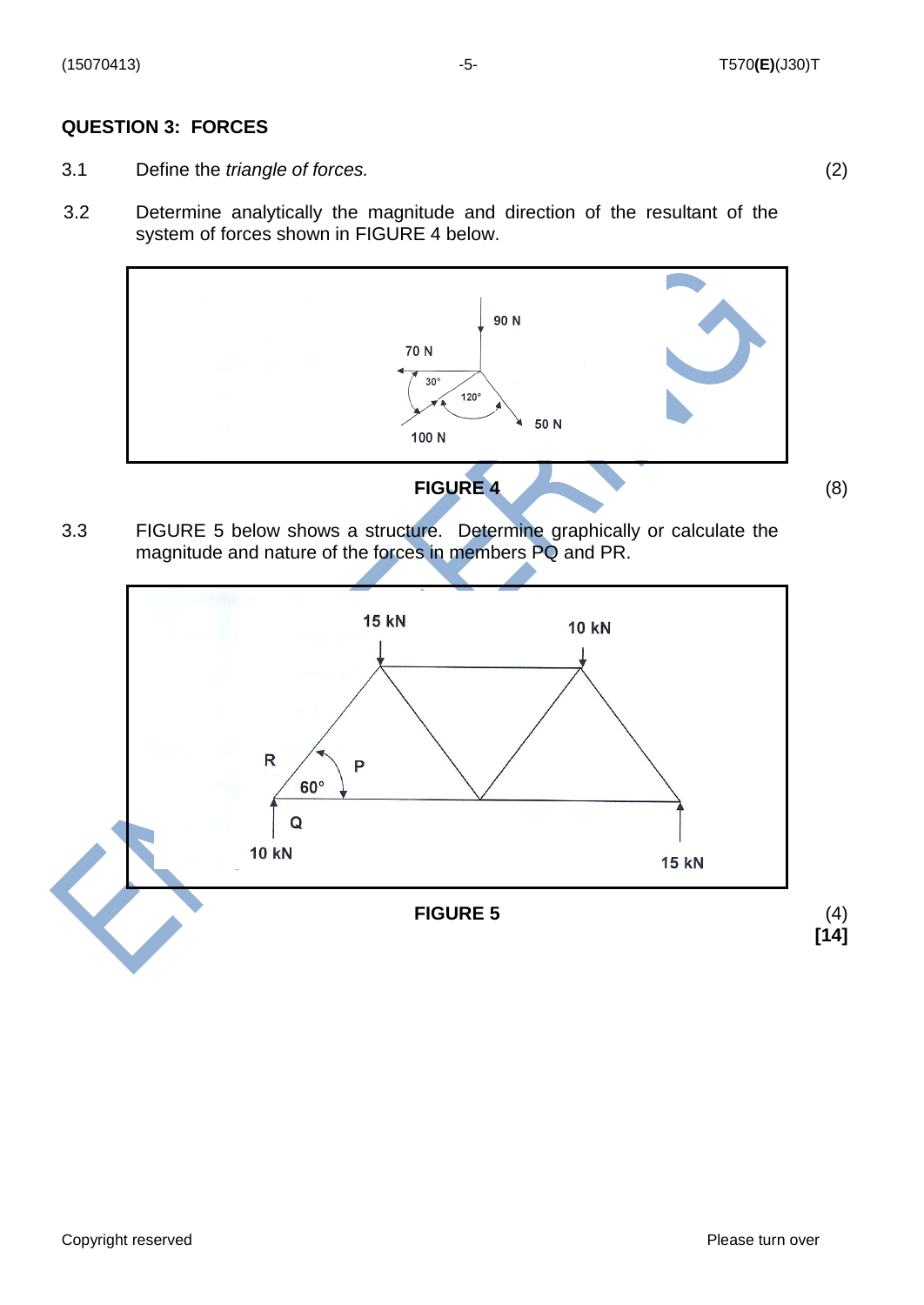## QUESTION 3: FORCES

3.1 Define the *triangle of forces.* (2)

3.2 Determine analytically the magnitude and direction of the resultant of the system of forces shown in FIGURE 4 below.

**FIGURE 4** (8)

3.3 FIGURE 5 below shows a structure. Determine graphically or calculate the magnitude and nature of the forces in members PQ and PR.

**FIGURE 5** (4)

**[14]**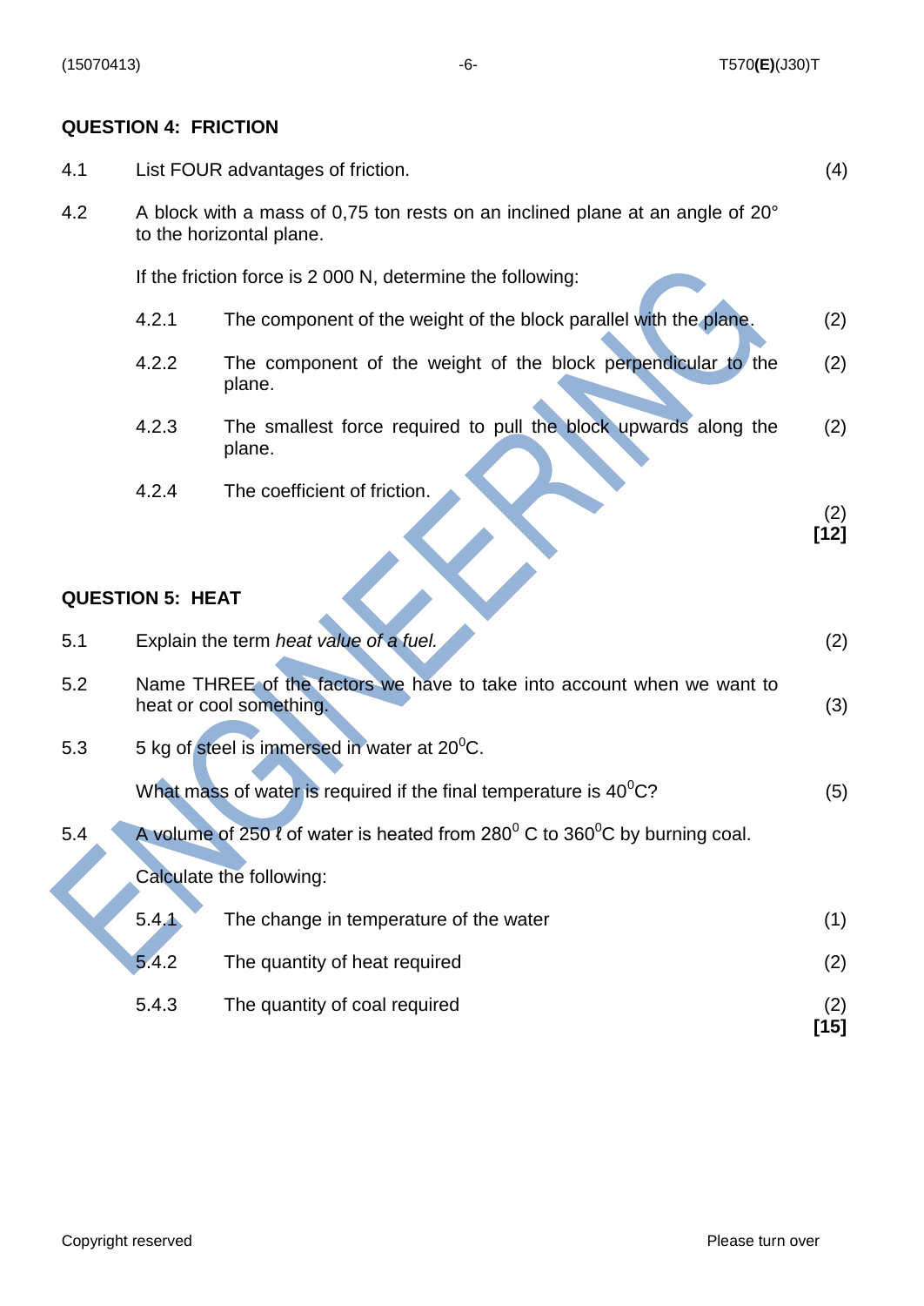## QUESTION 4: FRICTION

4.1 List FOUR advantages of friction. (4)

4.2 A block with a mass of 0,75 ton rests on an inclined plane at an angle of 20° to the horizontal plane.

If the friction force is 2 000 N, determine the following:

4.2.1 The component of the weight of the block parallel with the plane. (2)

4.2.2 The component of the weight of the block perpendicular to the plane. (2)

4.2.3 The smallest force required to pull the block upwards along the plane. (2)

4.2.4 The coefficient of friction. (2)

**[12]**

## QUESTION 5: HEAT

5.1 Explain the term *heat value of a fuel.* (2)

5.2 Name THREE of the factors we have to take into account when we want to heat or cool something. (3)

5.3 5 kg of steel is immersed in water at $20^0$C.

What mass of water is required if the final temperature is $40^0$C? (5)

5.4 A volume of 250 ℓ of water is heated from $280^0$ C to $360^0$C by burning coal.

Calculate the following:

5.4.1 The change in temperature of the water (1)

5.4.2 The quantity of heat required (2)

5.4.3 The quantity of coal required (2)

**[15]**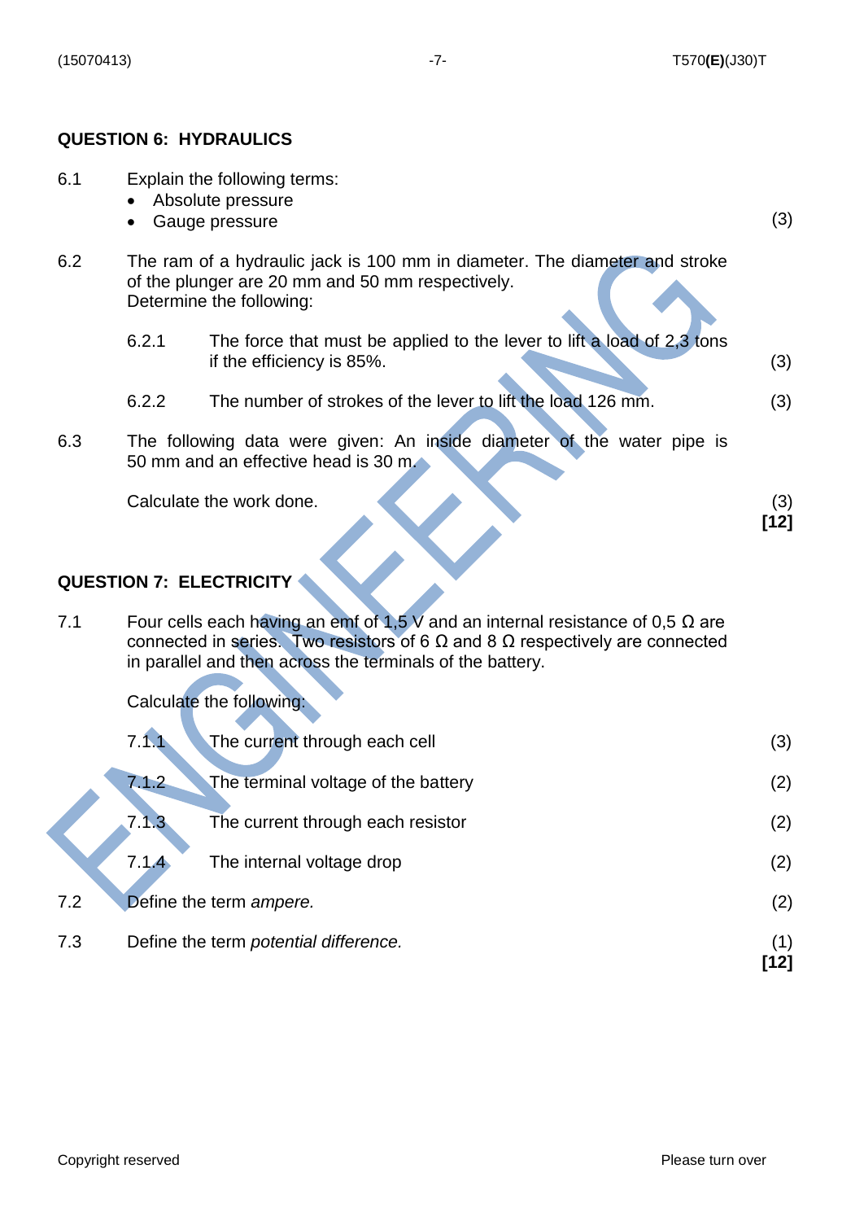## QUESTION 6: HYDRAULICS

6.1 Explain the following terms:

- Absolute pressure
- Gauge pressure

(3)

6.2 The ram of a hydraulic jack is 100 mm in diameter. The diameter and stroke of the plunger are 20 mm and 50 mm respectively.
Determine the following:

6.2.1 The force that must be applied to the lever to lift a load of 2,3 tons if the efficiency is 85%. (3)

6.2.2 The number of strokes of the lever to lift the load 126 mm. (3)

6.3 The following data were given: An inside diameter of the water pipe is 50 mm and an effective head is 30 m.

Calculate the work done. (3)

**[12]**

## QUESTION 7: ELECTRICITY

7.1 Four cells each having an emf of 1,5 V and an internal resistance of 0,5 Ω are connected in series. Two resistors of 6 Ω and 8 Ω respectively are connected in parallel and then across the terminals of the battery.

Calculate the following:

7.1.1 The current through each cell (3)

7.1.2 The terminal voltage of the battery (2)

7.1.3 The current through each resistor (2)

7.1.4 The internal voltage drop (2)

7.2 Define the term *ampere.* (2)

7.3 Define the term *potential difference.* (1)

**[12]**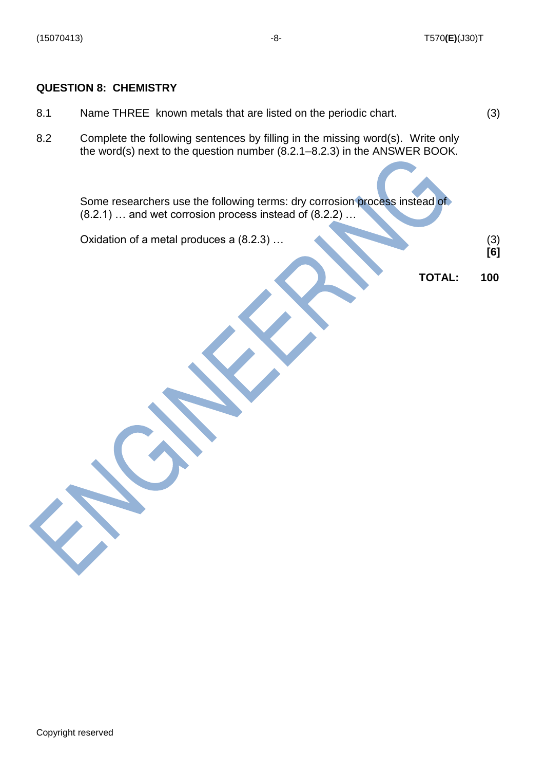## QUESTION 8: CHEMISTRY

8.1 Name THREE known metals that are listed on the periodic chart. (3)

8.2 Complete the following sentences by filling in the missing word(s). Write only the word(s) next to the question number (8.2.1–8.2.3) in the ANSWER BOOK.

Some researchers use the following terms: dry corrosion process instead of (8.2.1) … and wet corrosion process instead of (8.2.2) …

Oxidation of a metal produces a (8.2.3) … (3)

**[6]**

**TOTAL: 100**

Copyright reserved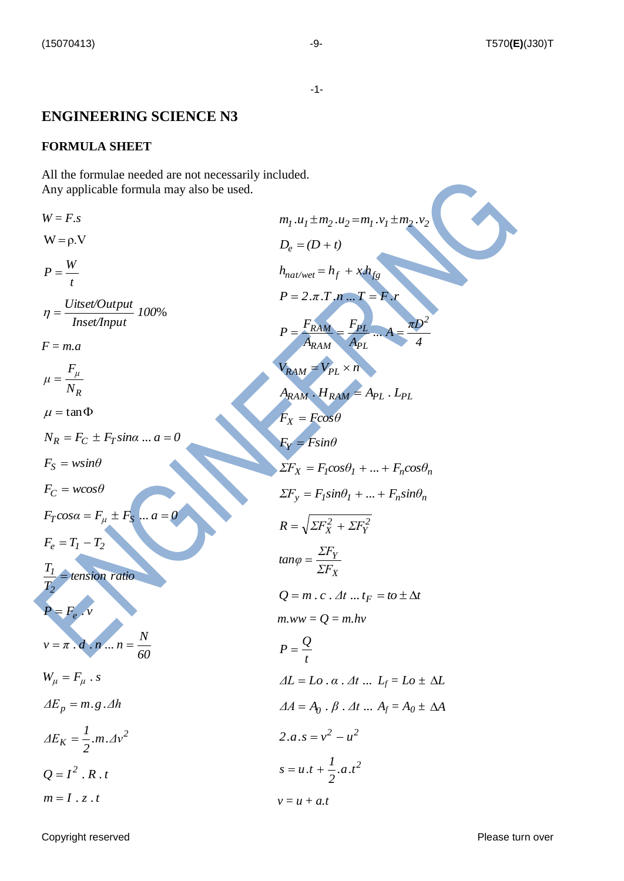# ENGINEERING SCIENCE N3

## FORMULA SHEET

All the formulae needed are not necessarily included.
Any applicable formula may also be used.

$W = F.s$

$W = \rho.V$

$P = \dfrac{W}{t}$

$\eta = \dfrac{Uitset/Output}{Inset/Input} \; 100\%$

$F = m.a$

$\mu = \dfrac{F_\mu}{N_R}$

$\mu = \tan\Phi$

$N_R = F_C \pm F_T sin\alpha \; ... \; a = 0$

$F_S = wsin\theta$

$F_C = wcos\theta$

$F_T cos\alpha = F_\mu \pm F_S \; ... \; a = 0$

$F_e = T_1 - T_2$

$\dfrac{T_1}{T_2} = tension \; ratio$

$P = F_e . v$

$v = \pi . d . n \; ... \; n = \dfrac{N}{60}$

$W_\mu = F_\mu . s$

$\Delta E_p = m.g.\Delta h$

$\Delta E_K = \dfrac{1}{2}.m.\Delta v^2$

$Q = I^2 . R . t$

$m = I . z . t$

$m_1.u_1 \pm m_2.u_2 = m_1.v_1 \pm m_2.v_2$

$D_e = (D + t)$

$h_{nat/wet} = h_f + x.h_{fg}$

$P = 2.\pi.T.n \; ... \; T = F.r$

$P = \dfrac{F_{RAM}}{A_{RAM}} = \dfrac{F_{PL}}{A_{PL}} \; ... \; A = \dfrac{\pi D^2}{4}$

$V_{RAM} = V_{PL} \times n$

$A_{RAM} . H_{RAM} = A_{PL} . L_{PL}$

$F_X = Fcos\theta$

$F_Y = Fsin\theta$

$\Sigma F_X = F_1 cos\theta_1 + ... + F_n cos\theta_n$

$\Sigma F_y = F_1 sin\theta_1 + ... + F_n sin\theta_n$

$R = \sqrt{\Sigma F_X^2 + \Sigma F_Y^2}$

$tan\varphi = \dfrac{\Sigma F_Y}{\Sigma F_X}$

$Q = m . c . \Delta t \; ... \; t_F = to \pm \Delta t$

$m.ww = Q = m.hv$

$P = \dfrac{Q}{t}$

$\Delta L = Lo . \alpha . \Delta t \; ... \; L_f = Lo \pm \Delta L$

$\Delta A = A_0 . \beta . \Delta t \; ... \; A_f = A_0 \pm \Delta A$

$2.a.s = v^2 - u^2$

$s = u.t + \dfrac{1}{2}.a.t^2$

$v = u + a.t$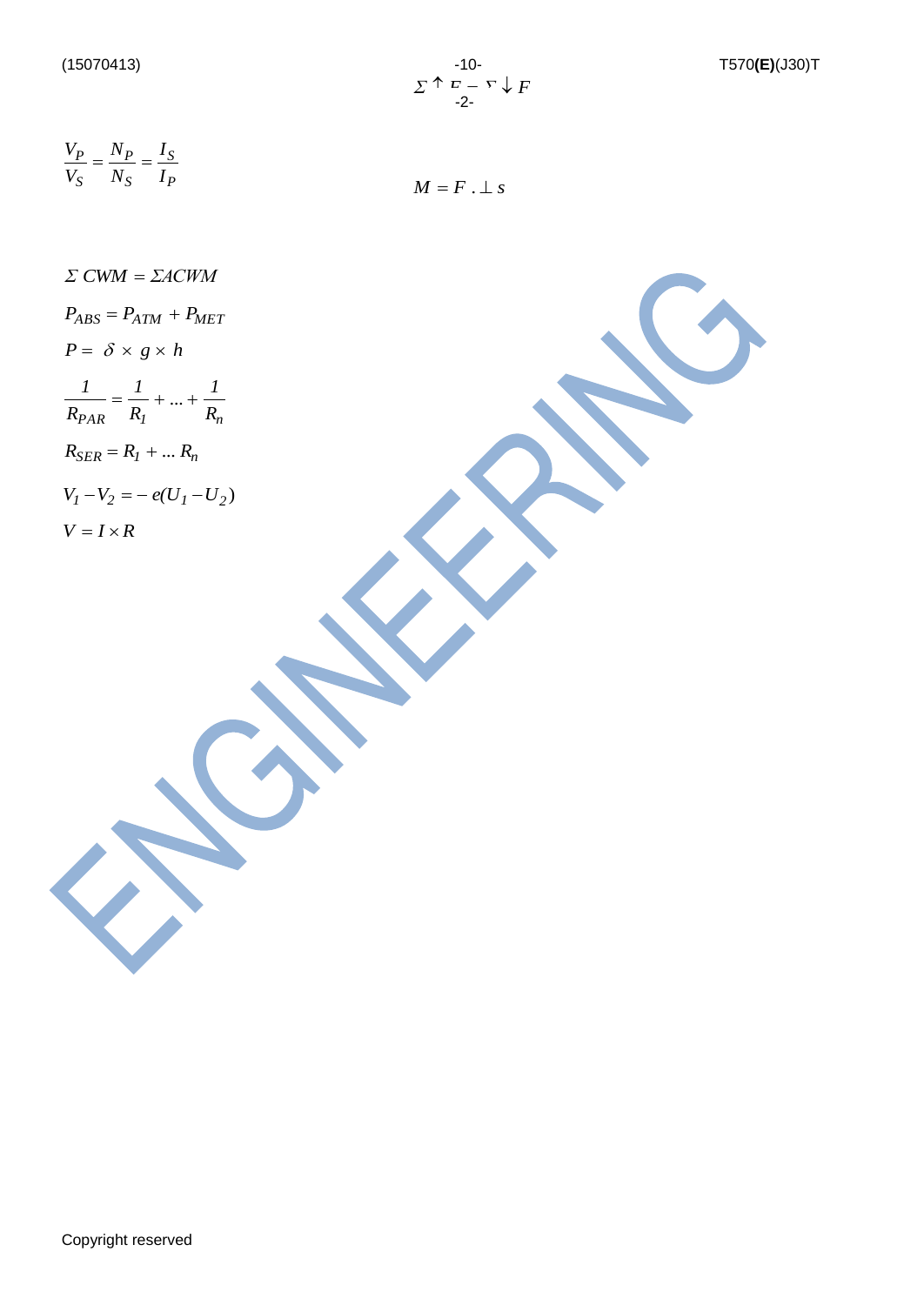$$\Sigma \uparrow F = \Sigma \downarrow F$$

$$\frac{V_P}{V_S} = \frac{N_P}{N_S} = \frac{I_S}{I_P}$$

$$M = F \,.\perp s$$

$$\Sigma\, CWM = \Sigma ACWM$$

$$P_{ABS} = P_{ATM} + P_{MET}$$

$$P = \delta \times g \times h$$

$$\frac{1}{R_{PAR}} = \frac{1}{R_1} + \ldots + \frac{1}{R_n}$$

$$R_{SER} = R_1 + \ldots R_n$$

$$V_1 - V_2 = -e(U_1 - U_2)$$

$$V = I \times R$$

Copyright reserved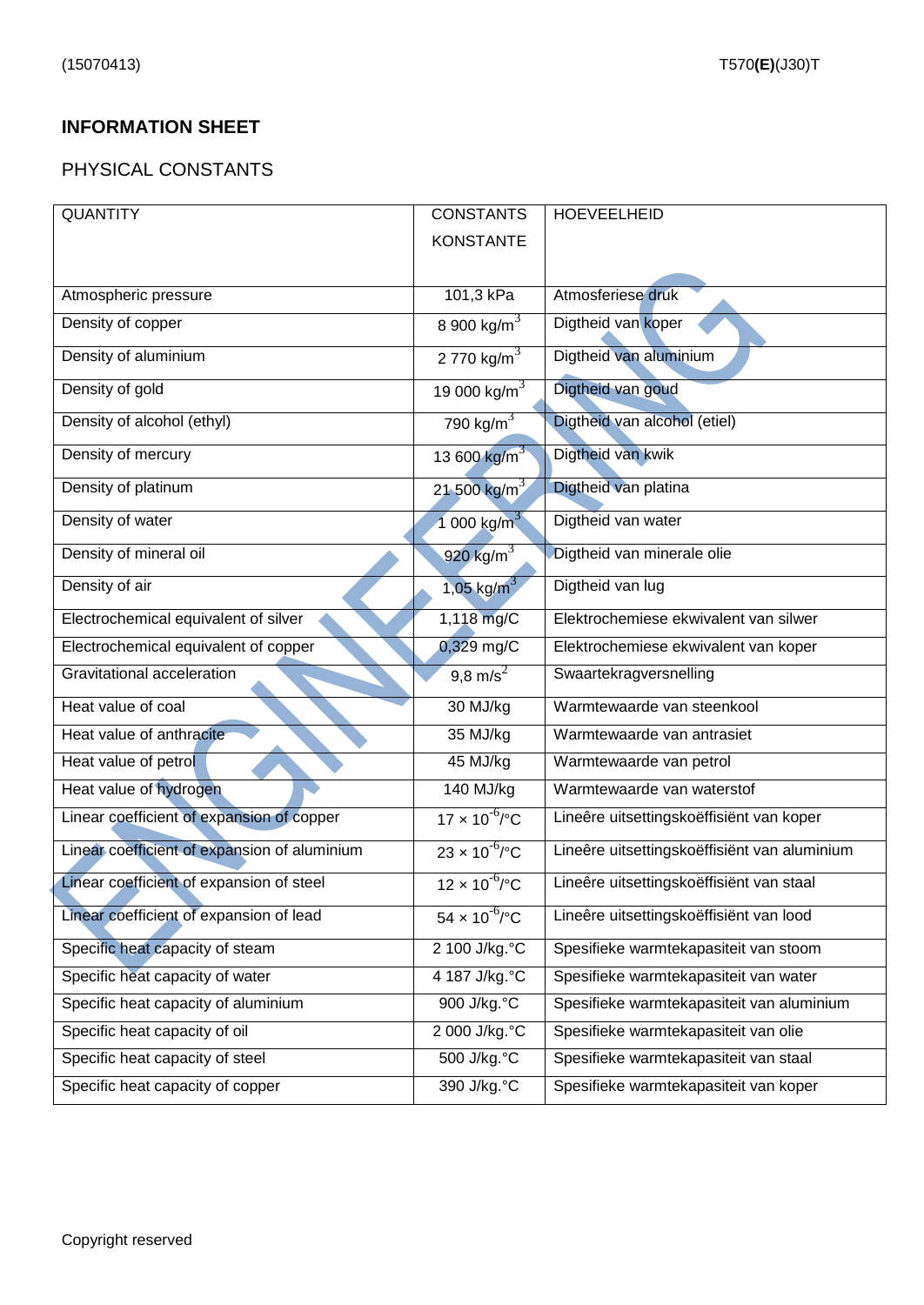# INFORMATION SHEET

## PHYSICAL CONSTANTS

| QUANTITY | CONSTANTS KONSTANTE | HOEVEELHEID |
|---|---|---|
| Atmospheric pressure | 101,3 kPa | Atmosferiese druk |
| Density of copper | 8 900 kg/m$^3$ | Digtheid van koper |
| Density of aluminium | 2 770 kg/m$^3$ | Digtheid van aluminium |
| Density of gold | 19 000 kg/m$^3$ | Digtheid van goud |
| Density of alcohol (ethyl) | 790 kg/m$^3$ | Digtheid van alcohol (etiel) |
| Density of mercury | 13 600 kg/m$^3$ | Digtheid van kwik |
| Density of platinum | 21 500 kg/m$^3$ | Digtheid van platina |
| Density of water | 1 000 kg/m$^3$ | Digtheid van water |
| Density of mineral oil | 920 kg/m$^3$ | Digtheid van minerale olie |
| Density of air | 1,05 kg/m$^3$ | Digtheid van lug |
| Electrochemical equivalent of silver | 1,118 mg/C | Elektrochemiese ekwivalent van silwer |
| Electrochemical equivalent of copper | 0,329 mg/C | Elektrochemiese ekwivalent van koper |
| Gravitational acceleration | 9,8 m/s$^2$ | Swaartekragversnelling |
| Heat value of coal | 30 MJ/kg | Warmtewaarde van steenkool |
| Heat value of anthracite | 35 MJ/kg | Warmtewaarde van antrasiet |
| Heat value of petrol | 45 MJ/kg | Warmtewaarde van petrol |
| Heat value of hydrogen | 140 MJ/kg | Warmtewaarde van waterstof |
| Linear coefficient of expansion of copper | $17 \times 10^{-6}$/°C | Lineêre uitsettingskoëffisiënt van koper |
| Linear coefficient of expansion of aluminium | $23 \times 10^{-6}$/°C | Lineêre uitsettingskoëffisiënt van aluminium |
| Linear coefficient of expansion of steel | $12 \times 10^{-6}$/°C | Lineêre uitsettingskoëffisiënt van staal |
| Linear coefficient of expansion of lead | $54 \times 10^{-6}$/°C | Lineêre uitsettingskoëffisiënt van lood |
| Specific heat capacity of steam | 2 100 J/kg.°C | Spesifieke warmtekapasiteit van stoom |
| Specific heat capacity of water | 4 187 J/kg.°C | Spesifieke warmtekapasiteit van water |
| Specific heat capacity of aluminium | 900 J/kg.°C | Spesifieke warmtekapasiteit van aluminium |
| Specific heat capacity of oil | 2 000 J/kg.°C | Spesifieke warmtekapasiteit van olie |
| Specific heat capacity of steel | 500 J/kg.°C | Spesifieke warmtekapasiteit van staal |
| Specific heat capacity of copper | 390 J/kg.°C | Spesifieke warmtekapasiteit van koper |